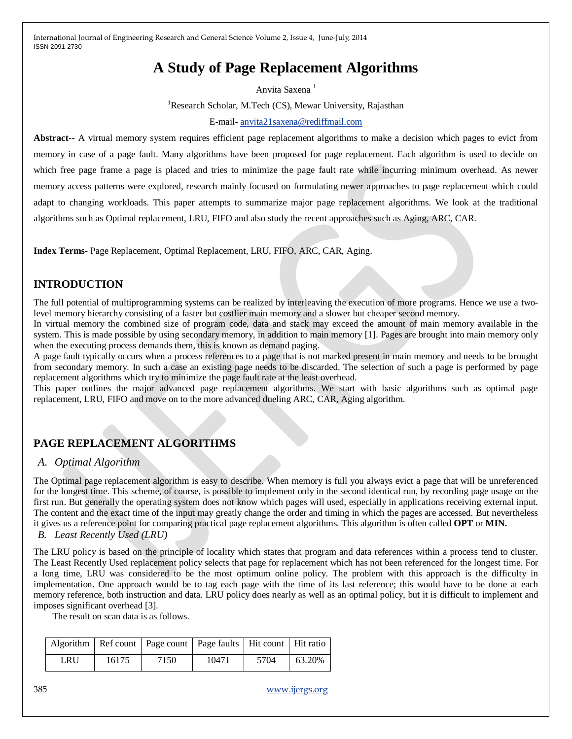# A Study of Page Replacement Algorithms

Anvita Saxena [1]

[1]Research Scholar, M.Tech (CS), Mewar University, Rajasthan

E-mail- anvita21saxena@rediffmail.com

**Abstract--** A virtual memory system requires efficient page replacement algorithms to make a decision which pages to evict from memory in case of a page fault. Many algorithms have been proposed for page replacement. Each algorithm is used to decide on which free page frame a page is placed and tries to minimize the page fault rate while incurring minimum overhead. As newer memory access patterns were explored, research mainly focused on formulating newer approaches to page replacement which could adapt to changing workloads. This paper attempts to summarize major page replacement algorithms. We look at the traditional algorithms such as Optimal replacement, LRU, FIFO and also study the recent approaches such as Aging, ARC, CAR.

**Index Terms**- Page Replacement, Optimal Replacement, LRU, FIFO, ARC, CAR, Aging.

## INTRODUCTION

The full potential of multiprogramming systems can be realized by interleaving the execution of more programs. Hence we use a two-level memory hierarchy consisting of a faster but costlier main memory and a slower but cheaper second memory.

In virtual memory the combined size of program code, data and stack may exceed the amount of main memory available in the system. This is made possible by using secondary memory, in addition to main memory [1]. Pages are brought into main memory only when the executing process demands them, this is known as demand paging.

A page fault typically occurs when a process references to a page that is not marked present in main memory and needs to be brought from secondary memory. In such a case an existing page needs to be discarded. The selection of such a page is performed by page replacement algorithms which try to minimize the page fault rate at the least overhead.

This paper outlines the major advanced page replacement algorithms. We start with basic algorithms such as optimal page replacement, LRU, FIFO and move on to the more advanced dueling ARC, CAR, Aging algorithm.

## PAGE REPLACEMENT ALGORITHMS

### *A. Optimal Algorithm*

The Optimal page replacement algorithm is easy to describe. When memory is full you always evict a page that will be unreferenced for the longest time. This scheme, of course, is possible to implement only in the second identical run, by recording page usage on the first run. But generally the operating system does not know which pages will used, especially in applications receiving external input. The content and the exact time of the input may greatly change the order and timing in which the pages are accessed. But nevertheless it gives us a reference point for comparing practical page replacement algorithms. This algorithm is often called **OPT** or **MIN.**

### *B. Least Recently Used (LRU)*

The LRU policy is based on the principle of locality which states that program and data references within a process tend to cluster. The Least Recently Used replacement policy selects that page for replacement which has not been referenced for the longest time. For a long time, LRU was considered to be the most optimum online policy. The problem with this approach is the difficulty in implementation. One approach would be to tag each page with the time of its last reference; this would have to be done at each memory reference, both instruction and data. LRU policy does nearly as well as an optimal policy, but it is difficult to implement and imposes significant overhead [3].

The result on scan data is as follows.

| Algorithm | Ref count | Page count | Page faults | Hit count | Hit ratio |
|---|---|---|---|---|---|
| LRU | 16175 | 7150 | 10471 | 5704 | 63.20% |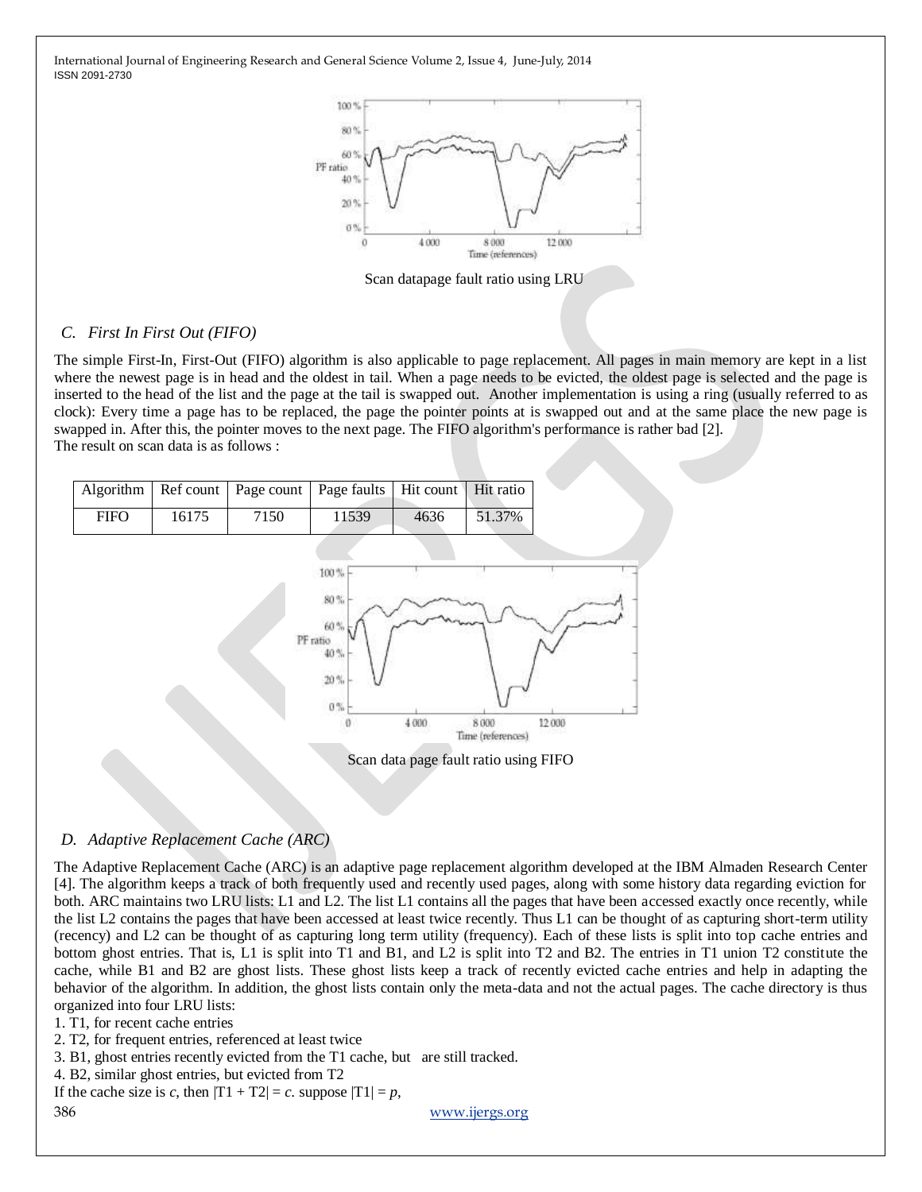Scan datapage fault ratio using LRU

### C. First In First Out (FIFO)

The simple First-In, First-Out (FIFO) algorithm is also applicable to page replacement. All pages in main memory are kept in a list where the newest page is in head and the oldest in tail. When a page needs to be evicted, the oldest page is selected and the page is inserted to the head of the list and the page at the tail is swapped out. Another implementation is using a ring (usually referred to as clock): Every time a page has to be replaced, the page the pointer points at is swapped out and at the same place the new page is swapped in. After this, the pointer moves to the next page. The FIFO algorithm's performance is rather bad [2].
The result on scan data is as follows :

| Algorithm | Ref count | Page count | Page faults | Hit count | Hit ratio |
|---|---|---|---|---|---|
| FIFO | 16175 | 7150 | 11539 | 4636 | 51.37% |

Scan data page fault ratio using FIFO

### D. Adaptive Replacement Cache (ARC)

The Adaptive Replacement Cache (ARC) is an adaptive page replacement algorithm developed at the IBM Almaden Research Center [4]. The algorithm keeps a track of both frequently used and recently used pages, along with some history data regarding eviction for both. ARC maintains two LRU lists: L1 and L2. The list L1 contains all the pages that have been accessed exactly once recently, while the list L2 contains the pages that have been accessed at least twice recently. Thus L1 can be thought of as capturing short-term utility (recency) and L2 can be thought of as capturing long term utility (frequency). Each of these lists is split into top cache entries and bottom ghost entries. That is, L1 is split into T1 and B1, and L2 is split into T2 and B2. The entries in T1 union T2 constitute the cache, while B1 and B2 are ghost lists. These ghost lists keep a track of recently evicted cache entries and help in adapting the behavior of the algorithm. In addition, the ghost lists contain only the meta-data and not the actual pages. The cache directory is thus organized into four LRU lists:

1. T1, for recent cache entries
2. T2, for frequent entries, referenced at least twice
3. B1, ghost entries recently evicted from the T1 cache, but are still tracked.
4. B2, similar ghost entries, but evicted from T2

If the cache size is $c$, then $|T1 + T2| = c$. suppose $|T1| = p$,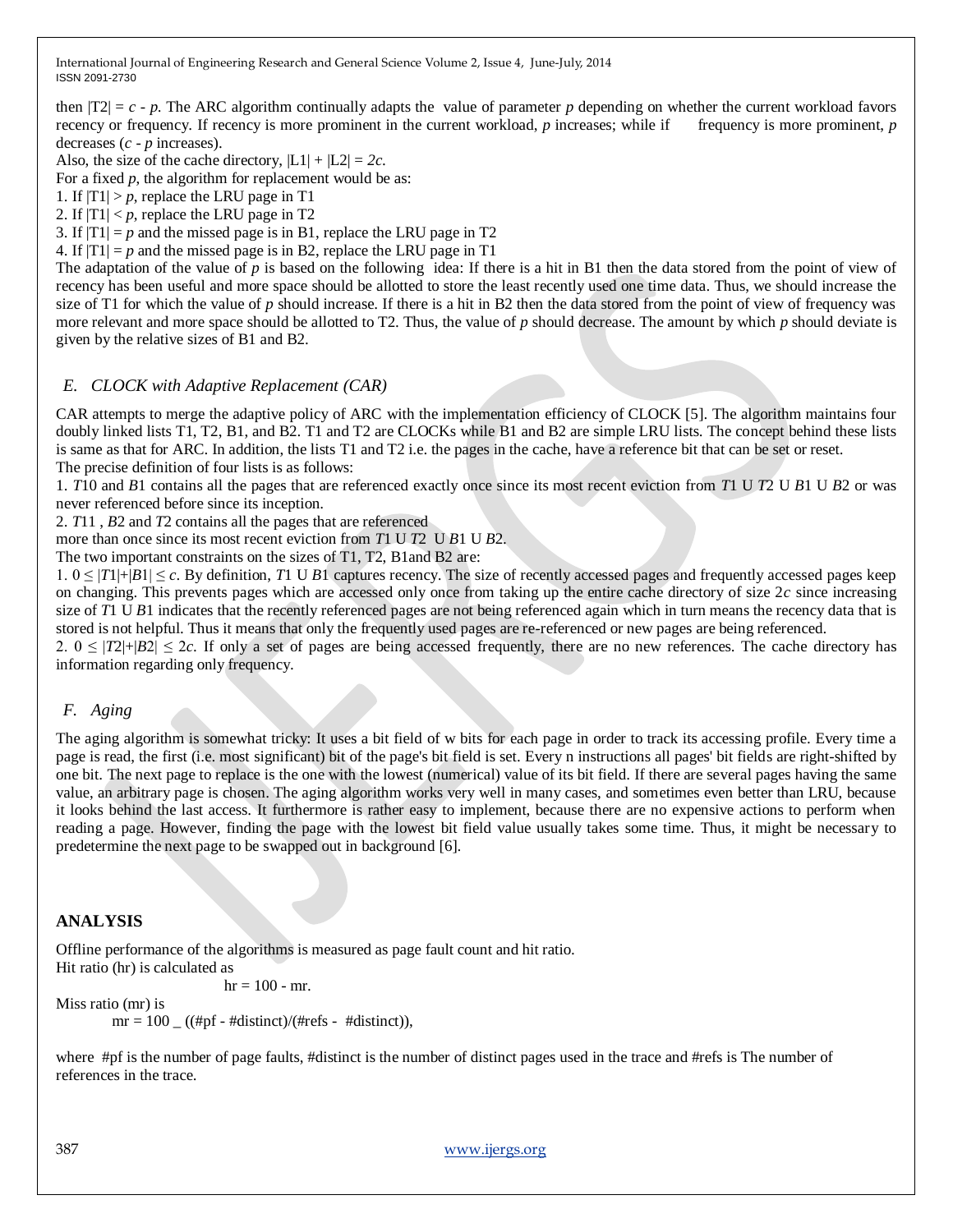then $|T2| = c - p$. The ARC algorithm continually adapts the value of parameter $p$ depending on whether the current workload favors recency or frequency. If recency is more prominent in the current workload, $p$ increases; while if frequency is more prominent, $p$ decreases ($c - p$ increases).

Also, the size of the cache directory, $|L1| + |L2| = 2c$.

For a fixed $p$, the algorithm for replacement would be as:

1. If $|T1| > p$, replace the LRU page in T1
2. If $|T1| < p$, replace the LRU page in T2
3. If $|T1| = p$ and the missed page is in B1, replace the LRU page in T2
4. If $|T1| = p$ and the missed page is in B2, replace the LRU page in T1

The adaptation of the value of $p$ is based on the following idea: If there is a hit in B1 then the data stored from the point of view of recency has been useful and more space should be allotted to store the least recently used one time data. Thus, we should increase the size of T1 for which the value of $p$ should increase. If there is a hit in B2 then the data stored from the point of view of frequency was more relevant and more space should be allotted to T2. Thus, the value of $p$ should decrease. The amount by which $p$ should deviate is given by the relative sizes of B1 and B2.

### *E. CLOCK with Adaptive Replacement (CAR)*

CAR attempts to merge the adaptive policy of ARC with the implementation efficiency of CLOCK [5]. The algorithm maintains four doubly linked lists T1, T2, B1, and B2. T1 and T2 are CLOCKs while B1 and B2 are simple LRU lists. The concept behind these lists is same as that for ARC. In addition, the lists T1 and T2 i.e. the pages in the cache, have a reference bit that can be set or reset.

The precise definition of four lists is as follows:

1. $T1_0$ and $B1$ contains all the pages that are referenced exactly once since its most recent eviction from $T1$ U $T2$ U $B1$ U $B2$ or was never referenced before since its inception.
2. $T1_1$ , $B2$ and $T2$ contains all the pages that are referenced more than once since its most recent eviction from $T1$ U $T2$ U $B1$ U $B2$.

The two important constraints on the sizes of T1, T2, B1and B2 are:

1. $0 \le |T1|+|B1| \le c$. By definition, $T1$ U $B1$ captures recency. The size of recently accessed pages and frequently accessed pages keep on changing. This prevents pages which are accessed only once from taking up the entire cache directory of size $2c$ since increasing size of $T1$ U $B1$ indicates that the recently referenced pages are not being referenced again which in turn means the recency data that is stored is not helpful. Thus it means that only the frequently used pages are re-referenced or new pages are being referenced.
2. $0 \le |T2|+|B2| \le 2c$. If only a set of pages are being accessed frequently, there are no new references. The cache directory has information regarding only frequency.

### *F. Aging*

The aging algorithm is somewhat tricky: It uses a bit field of w bits for each page in order to track its accessing profile. Every time a page is read, the first (i.e. most significant) bit of the page's bit field is set. Every n instructions all pages' bit fields are right-shifted by one bit. The next page to replace is the one with the lowest (numerical) value of its bit field. If there are several pages having the same value, an arbitrary page is chosen. The aging algorithm works very well in many cases, and sometimes even better than LRU, because it looks behind the last access. It furthermore is rather easy to implement, because there are no expensive actions to perform when reading a page. However, finding the page with the lowest bit field value usually takes some time. Thus, it might be necessary to predetermine the next page to be swapped out in background [6].

## ANALYSIS

Offline performance of the algorithms is measured as page fault count and hit ratio.

Hit ratio (hr) is calculated as

$$hr = 100 - mr.$$

Miss ratio (mr) is

$$mr = 100 \_ ((\#pf - \#distinct)/(\#refs - \#distinct)),$$

where #pf is the number of page faults, #distinct is the number of distinct pages used in the trace and #refs is The number of references in the trace.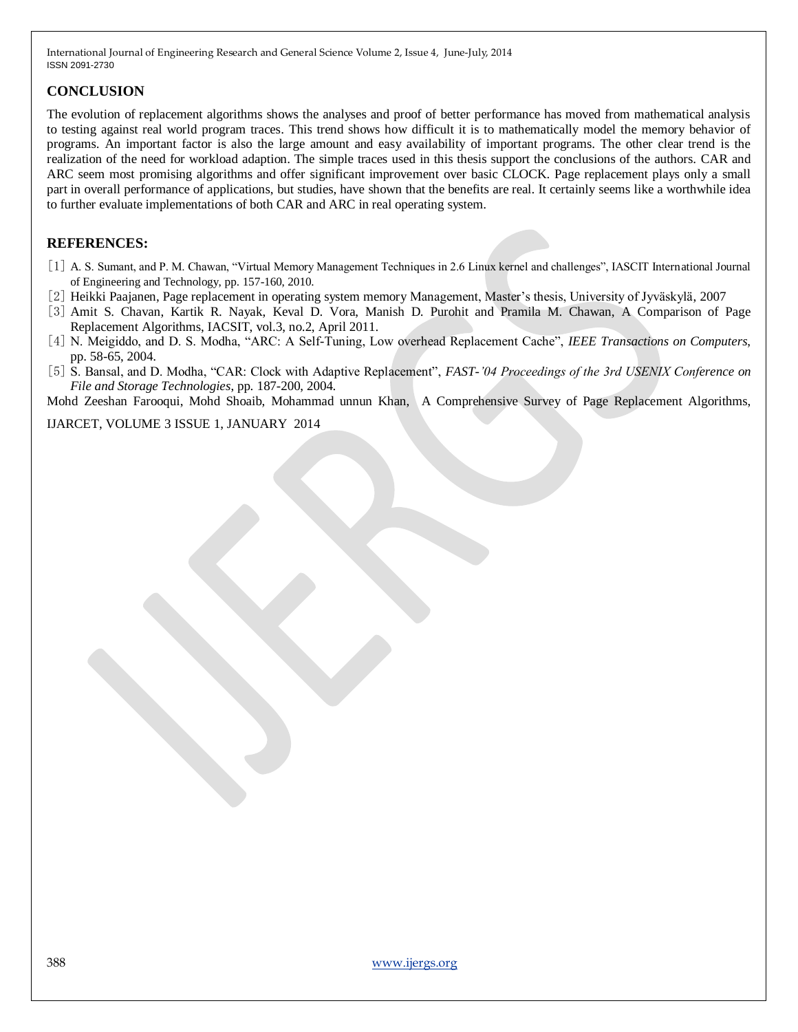## CONCLUSION

The evolution of replacement algorithms shows the analyses and proof of better performance has moved from mathematical analysis to testing against real world program traces. This trend shows how difficult it is to mathematically model the memory behavior of programs. An important factor is also the large amount and easy availability of important programs. The other clear trend is the realization of the need for workload adaption. The simple traces used in this thesis support the conclusions of the authors. CAR and ARC seem most promising algorithms and offer significant improvement over basic CLOCK. Page replacement plays only a small part in overall performance of applications, but studies, have shown that the benefits are real. It certainly seems like a worthwhile idea to further evaluate implementations of both CAR and ARC in real operating system.

## REFERENCES:

[1] A. S. Sumant, and P. M. Chawan, "Virtual Memory Management Techniques in 2.6 Linux kernel and challenges", IASCIT International Journal of Engineering and Technology, pp. 157-160, 2010.

[2] Heikki Paajanen, Page replacement in operating system memory Management, Master's thesis, University of Jyväskylä, 2007

[3] Amit S. Chavan, Kartik R. Nayak, Keval D. Vora, Manish D. Purohit and Pramila M. Chawan, A Comparison of Page Replacement Algorithms, IACSIT, vol.3, no.2, April 2011.

[4] N. Meigiddo, and D. S. Modha, "ARC: A Self-Tuning, Low overhead Replacement Cache", *IEEE Transactions on Computers*, pp. 58-65, 2004.

[5] S. Bansal, and D. Modha, "CAR: Clock with Adaptive Replacement", *FAST-'04 Proceedings of the 3rd USENIX Conference on File and Storage Technologies*, pp. 187-200, 2004.

Mohd Zeeshan Farooqui, Mohd Shoaib, Mohammad unnun Khan, A Comprehensive Survey of Page Replacement Algorithms, IJARCET, VOLUME 3 ISSUE 1, JANUARY 2014